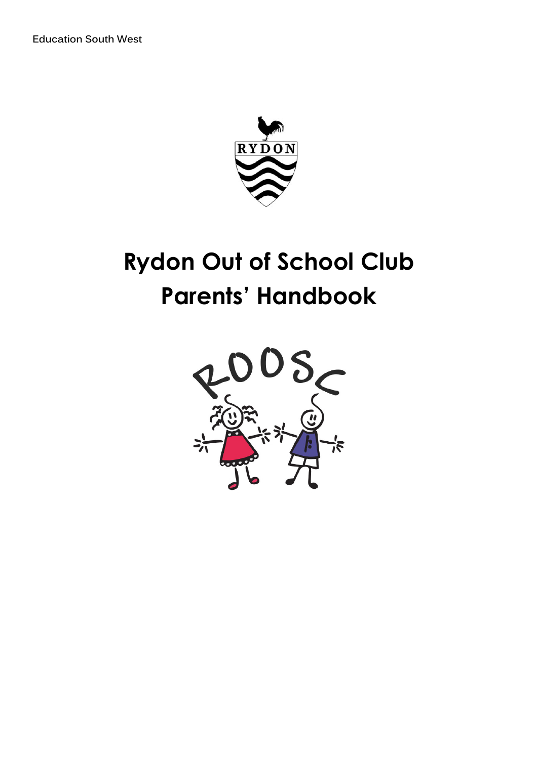Education South West

# Rydon Out of School Club Parents' Handbook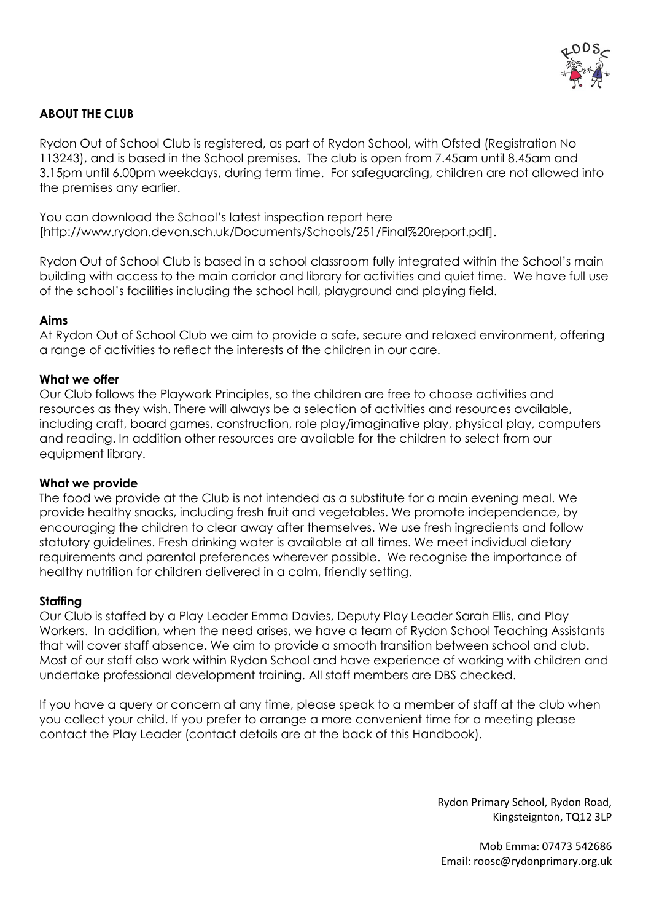**ABOUT THE CLUB**

Rydon Out of School Club is registered, as part of Rydon School, with Ofsted (Registration No 113243), and is based in the School premises. The club is open from 7.45am until 8.45am and 3.15pm until 6.00pm weekdays, during term time. For safeguarding, children are not allowed into the premises any earlier.

You can download the School's latest inspection report here [http://www.rydon.devon.sch.uk/Documents/Schools/251/Final%20report.pdf].

Rydon Out of School Club is based in a school classroom fully integrated within the School's main building with access to the main corridor and library for activities and quiet time. We have full use of the school's facilities including the school hall, playground and playing field.

**Aims**

At Rydon Out of School Club we aim to provide a safe, secure and relaxed environment, offering a range of activities to reflect the interests of the children in our care.

**What we offer**

Our Club follows the Playwork Principles, so the children are free to choose activities and resources as they wish. There will always be a selection of activities and resources available, including craft, board games, construction, role play/imaginative play, physical play, computers and reading. In addition other resources are available for the children to select from our equipment library.

**What we provide**

The food we provide at the Club is not intended as a substitute for a main evening meal. We provide healthy snacks, including fresh fruit and vegetables. We promote independence, by encouraging the children to clear away after themselves. We use fresh ingredients and follow statutory guidelines. Fresh drinking water is available at all times. We meet individual dietary requirements and parental preferences wherever possible. We recognise the importance of healthy nutrition for children delivered in a calm, friendly setting.

**Staffing**

Our Club is staffed by a Play Leader Emma Davies, Deputy Play Leader Sarah Ellis, and Play Workers. In addition, when the need arises, we have a team of Rydon School Teaching Assistants that will cover staff absence. We aim to provide a smooth transition between school and club. Most of our staff also work within Rydon School and have experience of working with children and undertake professional development training. All staff members are DBS checked.

If you have a query or concern at any time, please speak to a member of staff at the club when you collect your child. If you prefer to arrange a more convenient time for a meeting please contact the Play Leader (contact details are at the back of this Handbook).

Rydon Primary School, Rydon Road,
Kingsteignton, TQ12 3LP

Mob Emma: 07473 542686
Email: roosc@rydonprimary.org.uk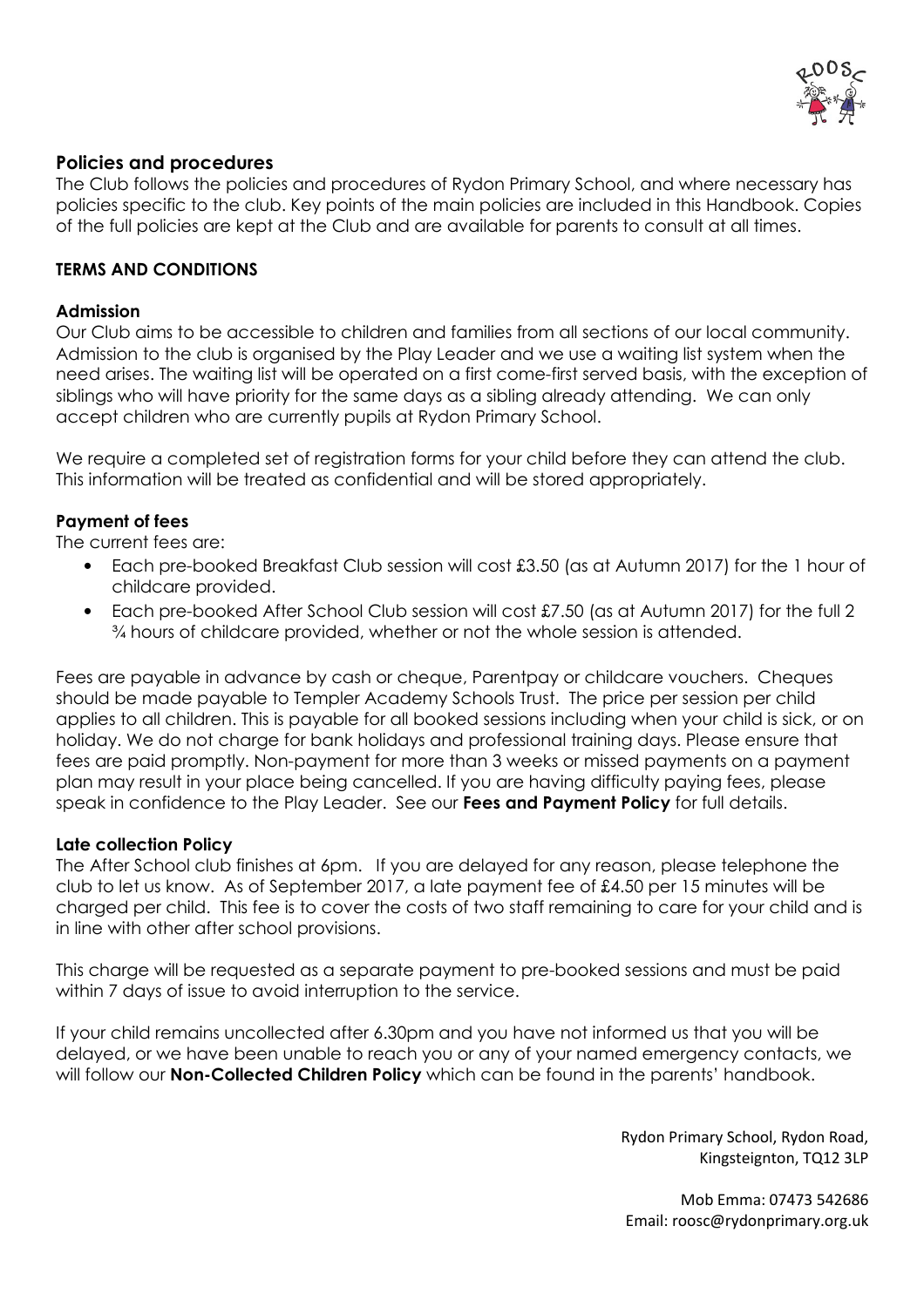## Policies and procedures

The Club follows the policies and procedures of Rydon Primary School, and where necessary has policies specific to the club. Key points of the main policies are included in this Handbook. Copies of the full policies are kept at the Club and are available for parents to consult at all times.

### TERMS AND CONDITIONS

#### Admission

Our Club aims to be accessible to children and families from all sections of our local community. Admission to the club is organised by the Play Leader and we use a waiting list system when the need arises. The waiting list will be operated on a first come-first served basis, with the exception of siblings who will have priority for the same days as a sibling already attending. We can only accept children who are currently pupils at Rydon Primary School.

We require a completed set of registration forms for your child before they can attend the club. This information will be treated as confidential and will be stored appropriately.

#### Payment of fees

The current fees are:

- Each pre-booked Breakfast Club session will cost £3.50 (as at Autumn 2017) for the 1 hour of childcare provided.
- Each pre-booked After School Club session will cost £7.50 (as at Autumn 2017) for the full 2 ¾ hours of childcare provided, whether or not the whole session is attended.

Fees are payable in advance by cash or cheque, Parentpay or childcare vouchers. Cheques should be made payable to Templer Academy Schools Trust. The price per session per child applies to all children. This is payable for all booked sessions including when your child is sick, or on holiday. We do not charge for bank holidays and professional training days. Please ensure that fees are paid promptly. Non-payment for more than 3 weeks or missed payments on a payment plan may result in your place being cancelled. If you are having difficulty paying fees, please speak in confidence to the Play Leader. See our **Fees and Payment Policy** for full details.

#### Late collection Policy

The After School club finishes at 6pm. If you are delayed for any reason, please telephone the club to let us know. As of September 2017, a late payment fee of £4.50 per 15 minutes will be charged per child. This fee is to cover the costs of two staff remaining to care for your child and is in line with other after school provisions.

This charge will be requested as a separate payment to pre-booked sessions and must be paid within 7 days of issue to avoid interruption to the service.

If your child remains uncollected after 6.30pm and you have not informed us that you will be delayed, or we have been unable to reach you or any of your named emergency contacts, we will follow our **Non-Collected Children Policy** which can be found in the parents' handbook.

Rydon Primary School, Rydon Road,
Kingsteignton, TQ12 3LP

Mob Emma: 07473 542686
Email: roosc@rydonprimary.org.uk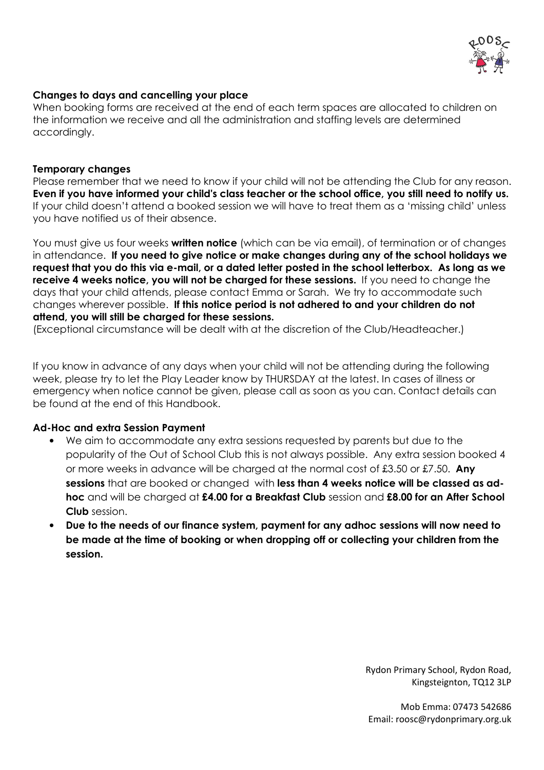### Changes to days and cancelling your place

When booking forms are received at the end of each term spaces are allocated to children on the information we receive and all the administration and staffing levels are determined accordingly.

### Temporary changes

Please remember that we need to know if your child will not be attending the Club for any reason. **Even if you have informed your child's class teacher or the school office, you still need to notify us.** If your child doesn't attend a booked session we will have to treat them as a 'missing child' unless you have notified us of their absence.

You must give us four weeks **written notice** (which can be via email), of termination or of changes in attendance. **If you need to give notice or make changes during any of the school holidays we request that you do this via e-mail, or a dated letter posted in the school letterbox. As long as we receive 4 weeks notice, you will not be charged for these sessions.** If you need to change the days that your child attends, please contact Emma or Sarah. We try to accommodate such changes wherever possible. **If this notice period is not adhered to and your children do not attend, you will still be charged for these sessions.**
(Exceptional circumstance will be dealt with at the discretion of the Club/Headteacher.)

If you know in advance of any days when your child will not be attending during the following week, please try to let the Play Leader know by THURSDAY at the latest. In cases of illness or emergency when notice cannot be given, please call as soon as you can. Contact details can be found at the end of this Handbook.

### Ad-Hoc and extra Session Payment

- We aim to accommodate any extra sessions requested by parents but due to the popularity of the Out of School Club this is not always possible. Any extra session booked 4 or more weeks in advance will be charged at the normal cost of £3.50 or £7.50. **Any sessions** that are booked or changed with **less than 4 weeks notice will be classed as ad-hoc** and will be charged at **£4.00 for a Breakfast Club** session and **£8.00 for an After School Club** session.
- **Due to the needs of our finance system, payment for any adhoc sessions will now need to be made at the time of booking or when dropping off or collecting your children from the session.**

Rydon Primary School, Rydon Road,
Kingsteignton, TQ12 3LP

Mob Emma: 07473 542686
Email: roosc@rydonprimary.org.uk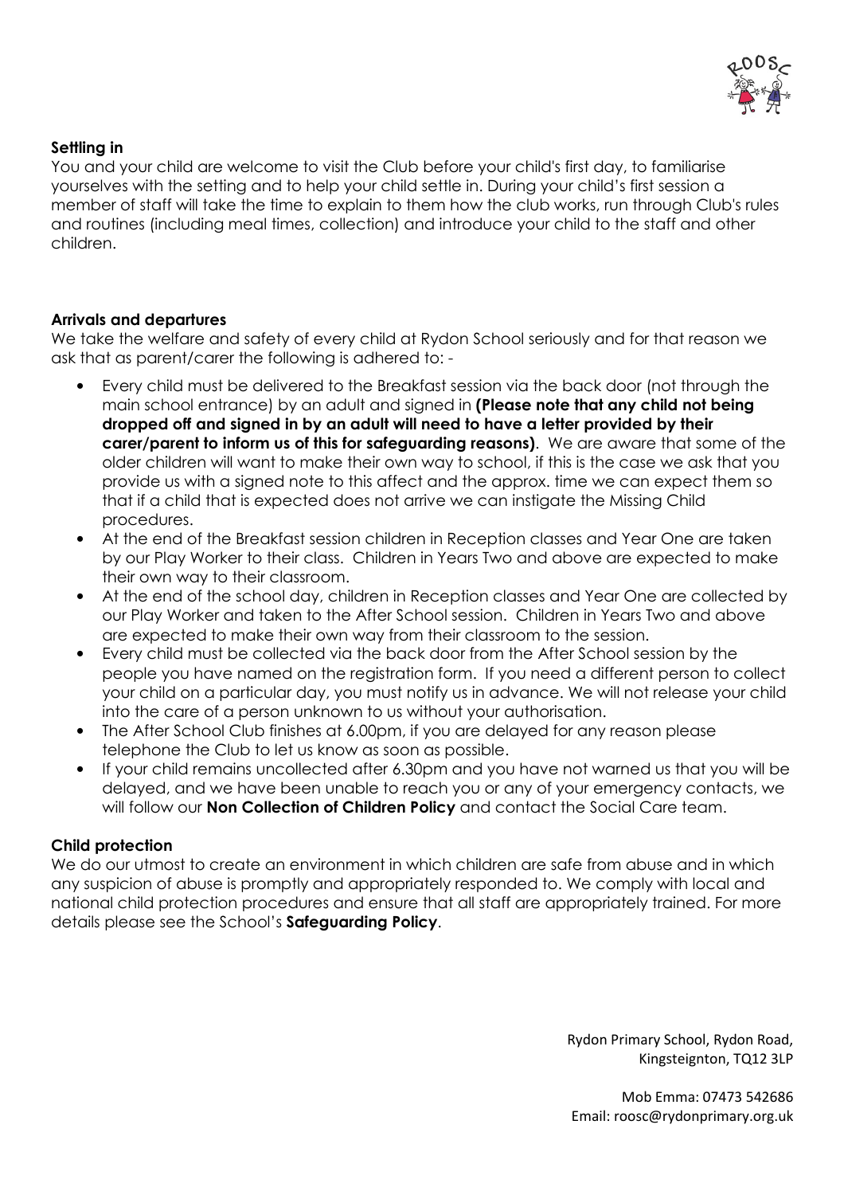**Settling in**

You and your child are welcome to visit the Club before your child's first day, to familiarise yourselves with the setting and to help your child settle in. During your child's first session a member of staff will take the time to explain to them how the club works, run through Club's rules and routines (including meal times, collection) and introduce your child to the staff and other children.

**Arrivals and departures**

We take the welfare and safety of every child at Rydon School seriously and for that reason we ask that as parent/carer the following is adhered to: -

- Every child must be delivered to the Breakfast session via the back door (not through the main school entrance) by an adult and signed in **(Please note that any child not being dropped off and signed in by an adult will need to have a letter provided by their carer/parent to inform us of this for safeguarding reasons)**. We are aware that some of the older children will want to make their own way to school, if this is the case we ask that you provide us with a signed note to this affect and the approx. time we can expect them so that if a child that is expected does not arrive we can instigate the Missing Child procedures.
- At the end of the Breakfast session children in Reception classes and Year One are taken by our Play Worker to their class. Children in Years Two and above are expected to make their own way to their classroom.
- At the end of the school day, children in Reception classes and Year One are collected by our Play Worker and taken to the After School session. Children in Years Two and above are expected to make their own way from their classroom to the session.
- Every child must be collected via the back door from the After School session by the people you have named on the registration form. If you need a different person to collect your child on a particular day, you must notify us in advance. We will not release your child into the care of a person unknown to us without your authorisation.
- The After School Club finishes at 6.00pm, if you are delayed for any reason please telephone the Club to let us know as soon as possible.
- If your child remains uncollected after 6.30pm and you have not warned us that you will be delayed, and we have been unable to reach you or any of your emergency contacts, we will follow our **Non Collection of Children Policy** and contact the Social Care team.

**Child protection**

We do our utmost to create an environment in which children are safe from abuse and in which any suspicion of abuse is promptly and appropriately responded to. We comply with local and national child protection procedures and ensure that all staff are appropriately trained. For more details please see the School's **Safeguarding Policy**.

Rydon Primary School, Rydon Road,
Kingsteignton, TQ12 3LP

Mob Emma: 07473 542686
Email: roosc@rydonprimary.org.uk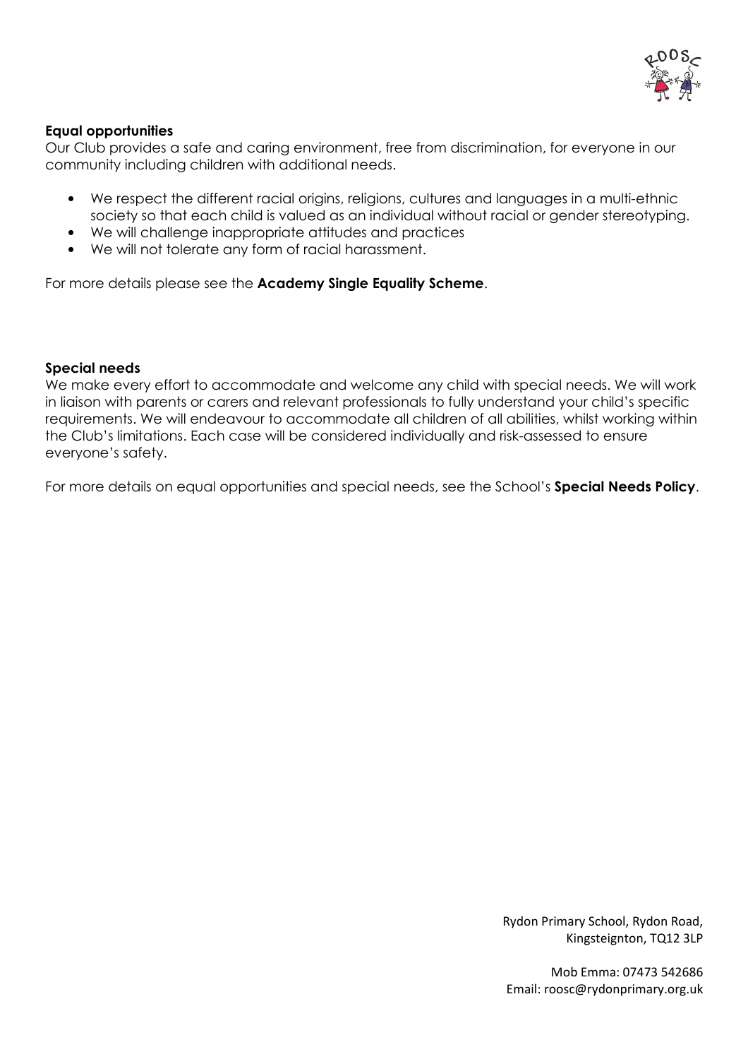**Equal opportunities**

Our Club provides a safe and caring environment, free from discrimination, for everyone in our community including children with additional needs.

- We respect the different racial origins, religions, cultures and languages in a multi-ethnic society so that each child is valued as an individual without racial or gender stereotyping.
- We will challenge inappropriate attitudes and practices
- We will not tolerate any form of racial harassment.

For more details please see the **Academy Single Equality Scheme**.

**Special needs**

We make every effort to accommodate and welcome any child with special needs. We will work in liaison with parents or carers and relevant professionals to fully understand your child's specific requirements. We will endeavour to accommodate all children of all abilities, whilst working within the Club's limitations. Each case will be considered individually and risk-assessed to ensure everyone's safety.

For more details on equal opportunities and special needs, see the School's **Special Needs Policy**.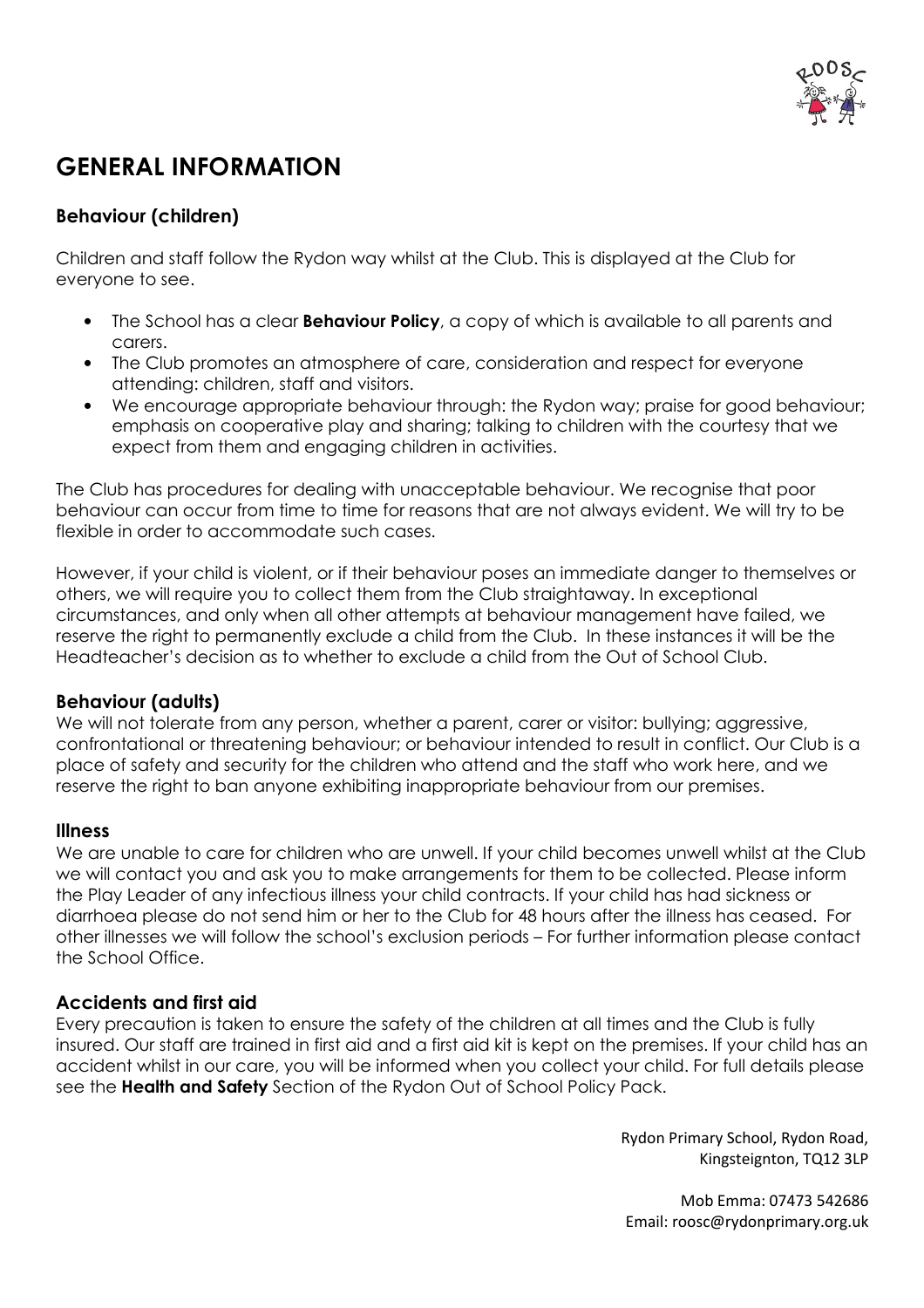# GENERAL INFORMATION

### Behaviour (children)

Children and staff follow the Rydon way whilst at the Club. This is displayed at the Club for everyone to see.

- The School has a clear **Behaviour Policy**, a copy of which is available to all parents and carers.
- The Club promotes an atmosphere of care, consideration and respect for everyone attending: children, staff and visitors.
- We encourage appropriate behaviour through: the Rydon way; praise for good behaviour; emphasis on cooperative play and sharing; talking to children with the courtesy that we expect from them and engaging children in activities.

The Club has procedures for dealing with unacceptable behaviour. We recognise that poor behaviour can occur from time to time for reasons that are not always evident. We will try to be flexible in order to accommodate such cases.

However, if your child is violent, or if their behaviour poses an immediate danger to themselves or others, we will require you to collect them from the Club straightaway. In exceptional circumstances, and only when all other attempts at behaviour management have failed, we reserve the right to permanently exclude a child from the Club. In these instances it will be the Headteacher's decision as to whether to exclude a child from the Out of School Club.

### Behaviour (adults)

We will not tolerate from any person, whether a parent, carer or visitor: bullying; aggressive, confrontational or threatening behaviour; or behaviour intended to result in conflict. Our Club is a place of safety and security for the children who attend and the staff who work here, and we reserve the right to ban anyone exhibiting inappropriate behaviour from our premises.

### Illness

We are unable to care for children who are unwell. If your child becomes unwell whilst at the Club we will contact you and ask you to make arrangements for them to be collected. Please inform the Play Leader of any infectious illness your child contracts. If your child has had sickness or diarrhoea please do not send him or her to the Club for 48 hours after the illness has ceased. For other illnesses we will follow the school's exclusion periods – For further information please contact the School Office.

### Accidents and first aid

Every precaution is taken to ensure the safety of the children at all times and the Club is fully insured. Our staff are trained in first aid and a first aid kit is kept on the premises. If your child has an accident whilst in our care, you will be informed when you collect your child. For full details please see the **Health and Safety** Section of the Rydon Out of School Policy Pack.

Rydon Primary School, Rydon Road,
Kingsteignton, TQ12 3LP

Mob Emma: 07473 542686
Email: roosc@rydonprimary.org.uk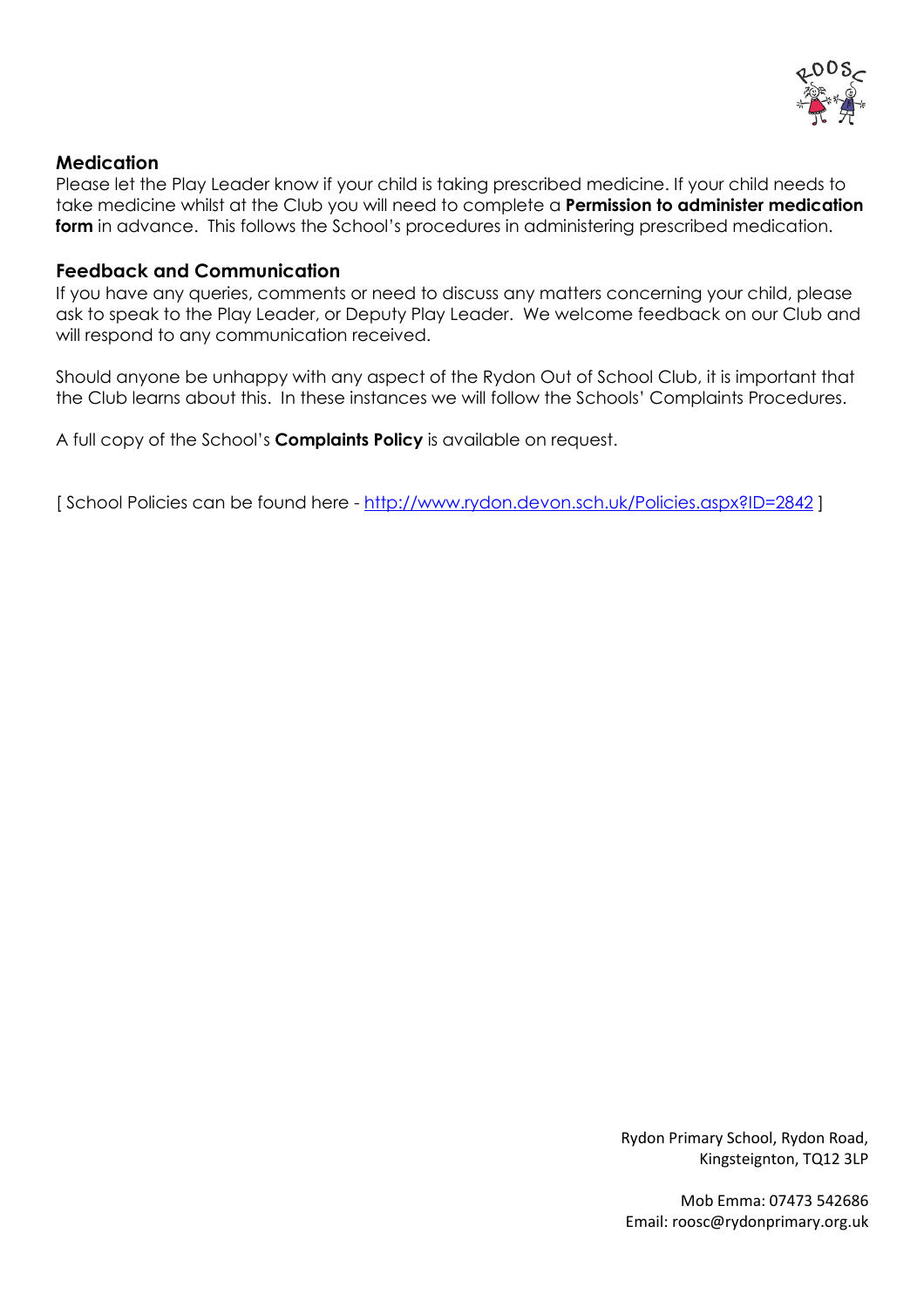## Medication

Please let the Play Leader know if your child is taking prescribed medicine. If your child needs to take medicine whilst at the Club you will need to complete a **Permission to administer medication form** in advance. This follows the School's procedures in administering prescribed medication.

## Feedback and Communication

If you have any queries, comments or need to discuss any matters concerning your child, please ask to speak to the Play Leader, or Deputy Play Leader. We welcome feedback on our Club and will respond to any communication received.

Should anyone be unhappy with any aspect of the Rydon Out of School Club, it is important that the Club learns about this. In these instances we will follow the Schools' Complaints Procedures.

A full copy of the School's **Complaints Policy** is available on request.

[ School Policies can be found here - http://www.rydon.devon.sch.uk/Policies.aspx?ID=2842 ]

Rydon Primary School, Rydon Road,
Kingsteignton, TQ12 3LP

Mob Emma: 07473 542686
Email: roosc@rydonprimary.org.uk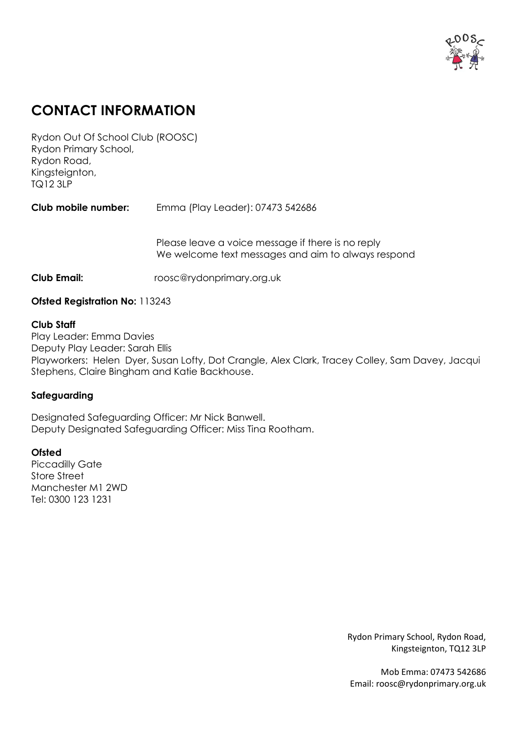# CONTACT INFORMATION

Rydon Out Of School Club (ROOSC)
Rydon Primary School,
Rydon Road,
Kingsteignton,
TQ12 3LP

**Club mobile number:** Emma (Play Leader): 07473 542686

Please leave a voice message if there is no reply
We welcome text messages and aim to always respond

**Club Email:** roosc@rydonprimary.org.uk

**Ofsted Registration No:** 113243

**Club Staff**
Play Leader: Emma Davies
Deputy Play Leader: Sarah Ellis
Playworkers: Helen Dyer, Susan Lofty, Dot Crangle, Alex Clark, Tracey Colley, Sam Davey, Jacqui Stephens, Claire Bingham and Katie Backhouse.

**Safeguarding**

Designated Safeguarding Officer: Mr Nick Banwell.
Deputy Designated Safeguarding Officer: Miss Tina Rootham.

**Ofsted**
Piccadilly Gate
Store Street
Manchester M1 2WD
Tel: 0300 123 1231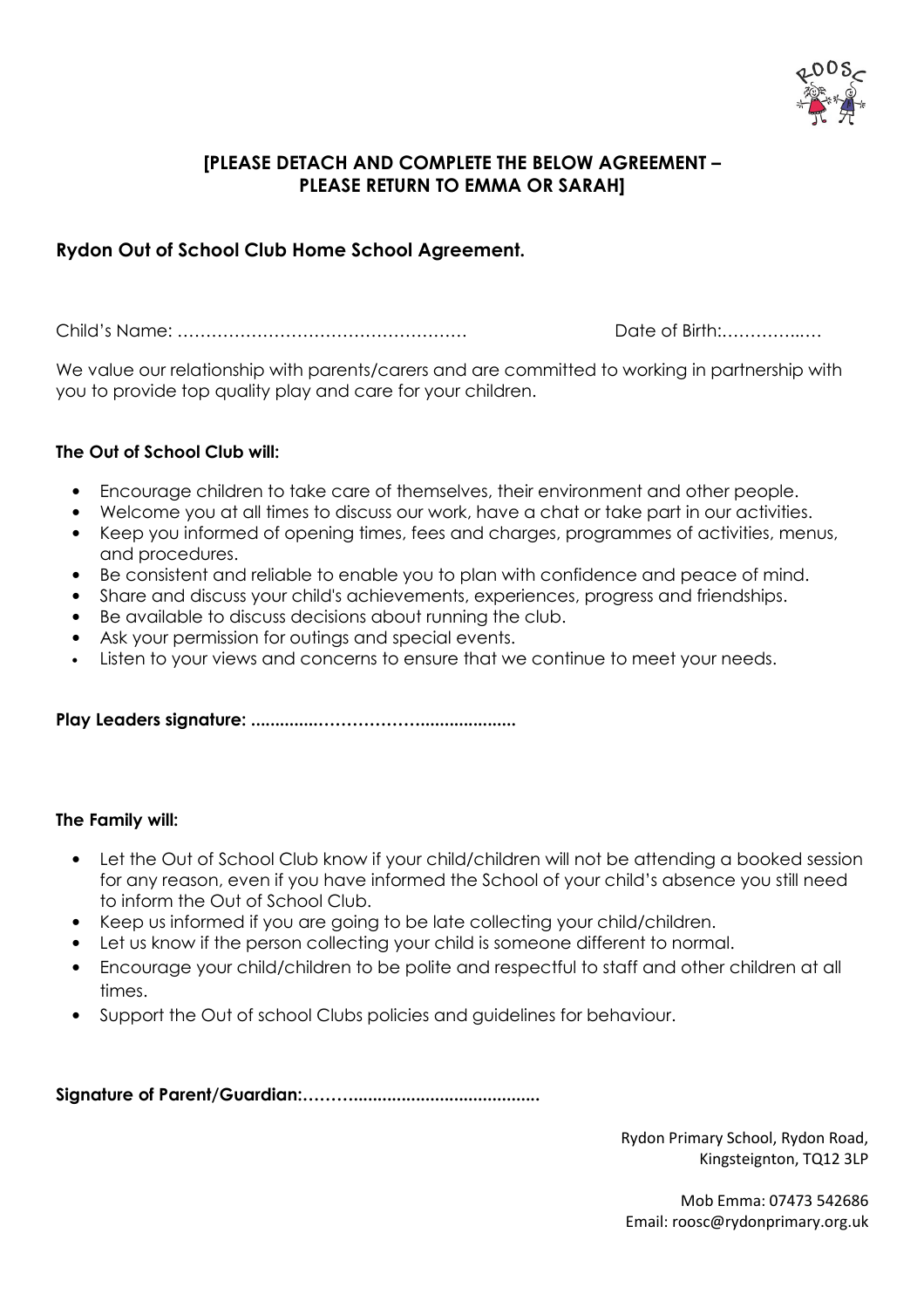**[PLEASE DETACH AND COMPLETE THE BELOW AGREEMENT – PLEASE RETURN TO EMMA OR SARAH]**

## Rydon Out of School Club Home School Agreement.

Child's Name: …………………………………………… Date of Birth:…………..…

We value our relationship with parents/carers and are committed to working in partnership with you to provide top quality play and care for your children.

**The Out of School Club will:**

- Encourage children to take care of themselves, their environment and other people.
- Welcome you at all times to discuss our work, have a chat or take part in our activities.
- Keep you informed of opening times, fees and charges, programmes of activities, menus, and procedures.
- Be consistent and reliable to enable you to plan with confidence and peace of mind.
- Share and discuss your child's achievements, experiences, progress and friendships.
- Be available to discuss decisions about running the club.
- Ask your permission for outings and special events.
- Listen to your views and concerns to ensure that we continue to meet your needs.

**Play Leaders signature: ..............………………....................**

**The Family will:**

- Let the Out of School Club know if your child/children will not be attending a booked session for any reason, even if you have informed the School of your child's absence you still need to inform the Out of School Club.
- Keep us informed if you are going to be late collecting your child/children.
- Let us know if the person collecting your child is someone different to normal.
- Encourage your child/children to be polite and respectful to staff and other children at all times.
- Support the Out of school Clubs policies and guidelines for behaviour.

**Signature of Parent/Guardian:……….......................................**

Rydon Primary School, Rydon Road,
Kingsteignton, TQ12 3LP

Mob Emma: 07473 542686
Email: roosc@rydonprimary.org.uk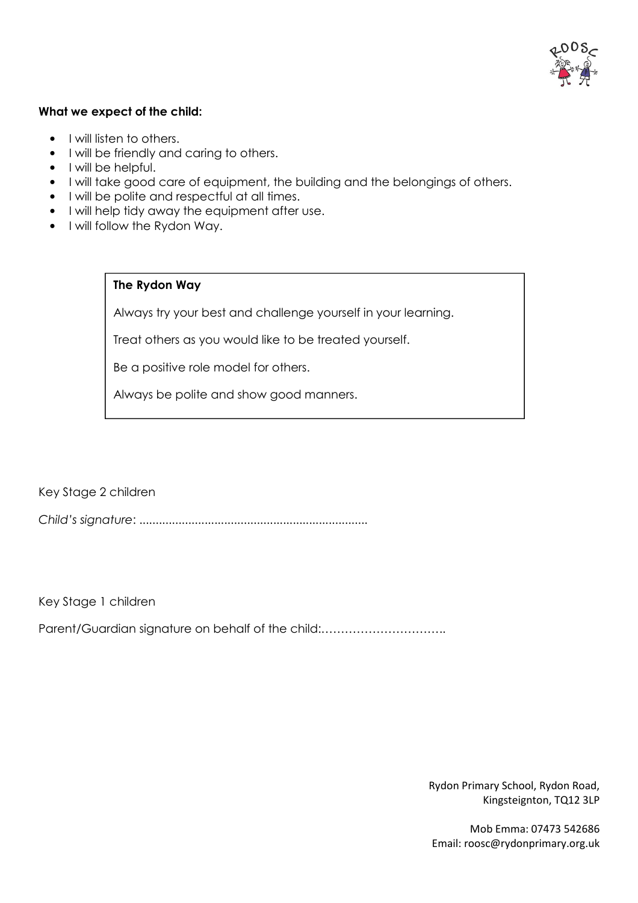**What we expect of the child:**

- I will listen to others.
- I will be friendly and caring to others.
- I will be helpful.
- I will take good care of equipment, the building and the belongings of others.
- I will be polite and respectful at all times.
- I will help tidy away the equipment after use.
- I will follow the Rydon Way.

**The Rydon Way**

Always try your best and challenge yourself in your learning.

Treat others as you would like to be treated yourself.

Be a positive role model for others.

Always be polite and show good manners.

Key Stage 2 children

*Child's signature*: ......................................................................

Key Stage 1 children

Parent/Guardian signature on behalf of the child:…………………………..

Rydon Primary School, Rydon Road,
Kingsteignton, TQ12 3LP

Mob Emma: 07473 542686
Email: roosc@rydonprimary.org.uk